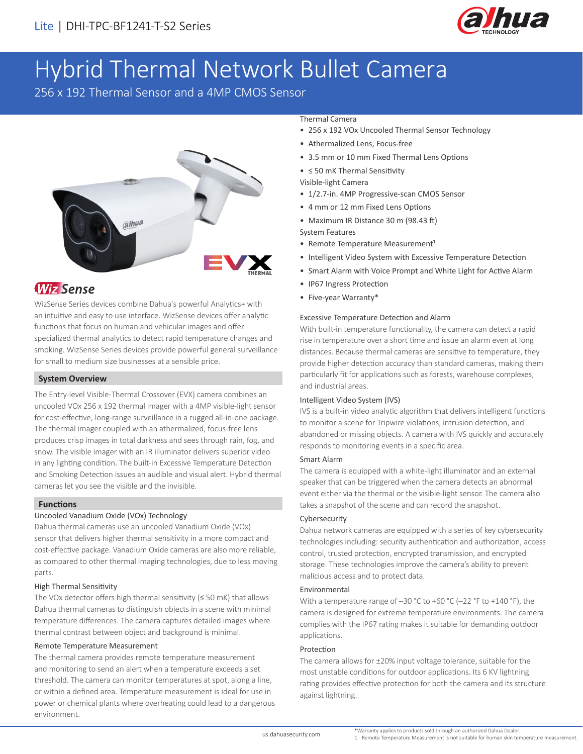Lite | DHI-TPC-BF1241-T-S2 Series

# Hybrid Thermal Network Bullet Camera

256 x 192 Thermal Sensor and a 4MP CMOS Sensor

Thermal Camera

- 256 x 192 VOx Uncooled Thermal Sensor Technology
- Athermalized Lens, Focus-free
- 3.5 mm or 10 mm Fixed Thermal Lens Options
- ≤ 50 mK Thermal Sensitivity

Visible-light Camera

- 1/2.7-in. 4MP Progressive-scan CMOS Sensor
- 4 mm or 12 mm Fixed Lens Options
- Maximum IR Distance 30 m (98.43 ft)

System Features

- Remote Temperature Measurement[1]
- Intelligent Video System with Excessive Temperature Detection
- Smart Alarm with Voice Prompt and White Light for Active Alarm
- IP67 Ingress Protection
- Five-year Warranty*

## WizSense

WizSense Series devices combine Dahua's powerful Analytics+ with an intuitive and easy to use interface. WizSense devices offer analytic functions that focus on human and vehicular images and offer specialized thermal analytics to detect rapid temperature changes and smoking. WizSense Series devices provide powerful general surveillance for small to medium size businesses at a sensible price.

## System Overview

The Entry-level Visible-Thermal Crossover (EVX) camera combines an uncooled VOx 256 x 192 thermal imager with a 4MP visible-light sensor for cost-effective, long-range surveillance in a rugged all-in-one package. The thermal imager coupled with an athermalized, focus-free lens produces crisp images in total darkness and sees through rain, fog, and snow. The visible imager with an IR illuminator delivers superior video in any lighting condition. The built-in Excessive Temperature Detection and Smoking Detection issues an audible and visual alert. Hybrid thermal cameras let you see the visible and the invisible.

## Functions

### Uncooled Vanadium Oxide (VOx) Technology

Dahua thermal cameras use an uncooled Vanadium Oxide (VOx) sensor that delivers higher thermal sensitivity in a more compact and cost-effective package. Vanadium Oxide cameras are also more reliable, as compared to other thermal imaging technologies, due to less moving parts.

### High Thermal Sensitivity

The VOx detector offers high thermal sensitivity (≤ 50 mK) that allows Dahua thermal cameras to distinguish objects in a scene with minimal temperature differences. The camera captures detailed images where thermal contrast between object and background is minimal.

### Remote Temperature Measurement

The thermal camera provides remote temperature measurement and monitoring to send an alert when a temperature exceeds a set threshold. The camera can monitor temperatures at spot, along a line, or within a defined area. Temperature measurement is ideal for use in power or chemical plants where overheating could lead to a dangerous environment.

### Excessive Temperature Detection and Alarm

With built-in temperature functionality, the camera can detect a rapid rise in temperature over a short time and issue an alarm even at long distances. Because thermal cameras are sensitive to temperature, they provide higher detection accuracy than standard cameras, making them particularly fit for applications such as forests, warehouse complexes, and industrial areas.

### Intelligent Video System (IVS)

IVS is a built-in video analytic algorithm that delivers intelligent functions to monitor a scene for Tripwire violations, intrusion detection, and abandoned or missing objects. A camera with IVS quickly and accurately responds to monitoring events in a specific area.

### Smart Alarm

The camera is equipped with a white-light illuminator and an external speaker that can be triggered when the camera detects an abnormal event either via the thermal or the visible-light sensor. The camera also takes a snapshot of the scene and can record the snapshot.

### Cybersecurity

Dahua network cameras are equipped with a series of key cybersecurity technologies including: security authentication and authorization, access control, trusted protection, encrypted transmission, and encrypted storage. These technologies improve the camera's ability to prevent malicious access and to protect data.

### Environmental

With a temperature range of –30 °C to +60 °C (–22 °F to +140 °F), the camera is designed for extreme temperature environments. The camera complies with the IP67 rating makes it suitable for demanding outdoor applications.

### Protection

The camera allows for ±20% input voltage tolerance, suitable for the most unstable conditions for outdoor applications. Its 6 KV lightning rating provides effective protection for both the camera and its structure against lightning.

*Warranty applies to products sold through an authorized Dahua Dealer.

1. Remote Temperature Measurement is not suitable for human skin temperature measurement.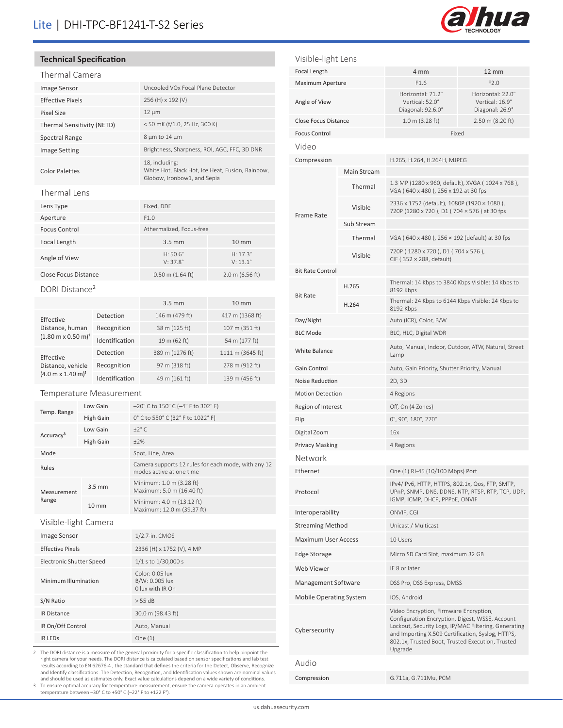## Technical Specification

### Thermal Camera

| | |
|---|---|
| Image Sensor | Uncooled VOx Focal Plane Detector |
| Effective Pixels | 256 (H) x 192 (V) |
| Pixel Size | 12 µm |
| Thermal Sensitivity (NETD) | < 50 mK (f/1.0, 25 Hz, 300 K) |
| Spectral Range | 8 µm to 14 µm |
| Image Setting | Brightness, Sharpness, ROI, AGC, FFC, 3D DNR |
| Color Palettes | 18, including: White Hot, Black Hot, Ice Heat, Fusion, Rainbow, Globow, Ironbow1, and Sepia |

### Thermal Lens

| | | |
|---|---|---|
| Lens Type | Fixed, DDE | |
| Aperture | F1.0 | |
| Focus Control | Athermalized, Focus-free | |
| Focal Length | 3.5 mm | 10 mm |
| Angle of View | H: 50.6° V: 37.8° | H: 17.3° V: 13.1° |
| Close Focus Distance | 0.50 m (1.64 ft) | 2.0 m (6.56 ft) |

### DORI Distance[2]

| | | 3.5 mm | 10 mm |
|---|---|---|---|
| Effective Distance, human (1.80 m x 0.50 m)[1] | Detection | 146 m (479 ft) | 417 m (1368 ft) |
| | Recognition | 38 m (125 ft) | 107 m (351 ft) |
| | Identification | 19 m (62 ft) | 54 m (177 ft) |
| Effective Distance, vehicle (4.0 m x 1.40 m)[1] | Detection | 389 m (1276 ft) | 1111 m (3645 ft) |
| | Recognition | 97 m (318 ft) | 278 m (912 ft) |
| | Identification | 49 m (161 ft) | 139 m (456 ft) |

### Temperature Measurement

| | | |
|---|---|---|
| Temp. Range | Low Gain | –20° C to 150° C (–4° F to 302° F) |
| | High Gain | 0° C to 550° C (32° F to 1022° F) |
| Accuracy[3] | Low Gain | ±2° C |
| | High Gain | ±2% |
| Mode | | Spot, Line, Area |
| Rules | | Camera supports 12 rules for each mode, with any 12 modes active at one time |
| Measurement Range | 3.5 mm | Minimum: 1.0 m (3.28 ft) Maximum: 5.0 m (16.40 ft) |
| | 10 mm | Minimum: 4.0 m (13.12 ft) Maximum: 12.0 m (39.37 ft) |

### Visible-light Camera

| | |
|---|---|
| Image Sensor | 1/2.7-in. CMOS |
| Effective Pixels | 2336 (H) x 1752 (V), 4 MP |
| Electronic Shutter Speed | 1/1 s to 1/30,000 s |
| Minimum Illumination | Color: 0.05 lux B/W: 0.005 lux 0 lux with IR On |
| S/N Ratio | > 55 dB |
| IR Distance | 30.0 m (98.43 ft) |
| IR On/Off Control | Auto, Manual |
| IR LEDs | One (1) |

2. The DORI distance is a measure of the general proximity for a specific classification to help pinpoint the right camera for your needs. The DORI distance is calculated based on sensor specifications and lab test results according to EN 62676-4 , the standard that defines the criteria for the Detect, Observe, Recognize and Identify classifications. The Detection, Recognition, and Identification values shown are nominal values and should be used as estimates only. Exact value calculations depend on a wide variety of conditions.
3. To ensure optimal accuracy for temperature measurement, ensure the camera operates in an ambient temperature between –30° C to +50° C (–22° F to +122 F°).

### Visible-light Lens

| | 4 mm | 12 mm |
|---|---|---|
| Focal Length | 4 mm | 12 mm |
| Maximum Aperture | F1.6 | F2.0 |
| Angle of View | Horizontal: 71.2° Vertical: 52.0° Diagonal: 92.6.0° | Horizontal: 22.0° Vertical: 16.9° Diagonal: 26.9° |
| Close Focus Distance | 1.0 m (3.28 ft) | 2.50 m (8.20 ft) |
| Focus Control | Fixed | |

### Video

| | | |
|---|---|---|
| Compression | | H.265, H.264, H.264H, MJPEG |
| Frame Rate | Main Stream | |
| | Thermal | 1.3 MP (1280 x 960, default), XVGA ( 1024 x 768 ), VGA ( 640 x 480 ), 256 x 192 at 30 fps |
| | Visible | 2336 x 1752 (default), 1080P (1920 × 1080 ), 720P (1280 x 720 ), D1 ( 704 × 576 ) at 30 fps |
| | Sub Stream | |
| | Thermal | VGA ( 640 x 480 ), 256 × 192 (default) at 30 fps |
| | Visible | 720P ( 1280 x 720 ), D1 ( 704 x 576 ), CIF ( 352 × 288, default) |
| Bit Rate Control | | |
| Bit Rate | H.265 | Thermal: 14 Kbps to 3840 Kbps Visible: 14 Kbps to 8192 Kbps |
| | H.264 | Thermal: 24 Kbps to 6144 Kbps Visible: 24 Kbps to 8192 Kbps |
| Day/Night | | Auto (ICR), Color, B/W |
| BLC Mode | | BLC, HLC, Digital WDR |
| White Balance | | Auto, Manual, Indoor, Outdoor, ATW, Natural, Street Lamp |
| Gain Control | | Auto, Gain Priority, Shutter Priority, Manual |
| Noise Reduction | | 2D, 3D |
| Motion Detection | | 4 Regions |
| Region of Interest | | Off, On (4 Zones) |
| Flip | | 0°, 90°, 180°, 270° |
| Digital Zoom | | 16x |
| Privacy Masking | | 4 Regions |

### Network

| | |
|---|---|
| Ethernet | One (1) RJ-45 (10/100 Mbps) Port |
| Protocol | IPv4/IPv6, HTTP, HTTPS, 802.1x, Qos, FTP, SMTP, UPnP, SNMP, DNS, DDNS, NTP, RTSP, RTP, TCP, UDP, IGMP, ICMP, DHCP, PPPoE, ONVIF |
| Interoperability | ONVIF, CGI |
| Streaming Method | Unicast / Multicast |
| Maximum User Access | 10 Users |
| Edge Storage | Micro SD Card Slot, maximum 32 GB |
| Web Viewer | IE 8 or later |
| Management Software | DSS Pro, DSS Express, DMSS |
| Mobile Operating System | IOS, Android |
| Cybersecurity | Video Encryption, Firmware Encryption, Configuration Encryption, Digest, WSSE, Account Lockout, Security Logs, IP/MAC Filtering, Generating and Importing X.509 Certification, Syslog, HTTPS, 802.1x, Trusted Boot, Trusted Execution, Trusted Upgrade |

### Audio

| | |
|---|---|
| Compression | G.711a, G.711Mu, PCM |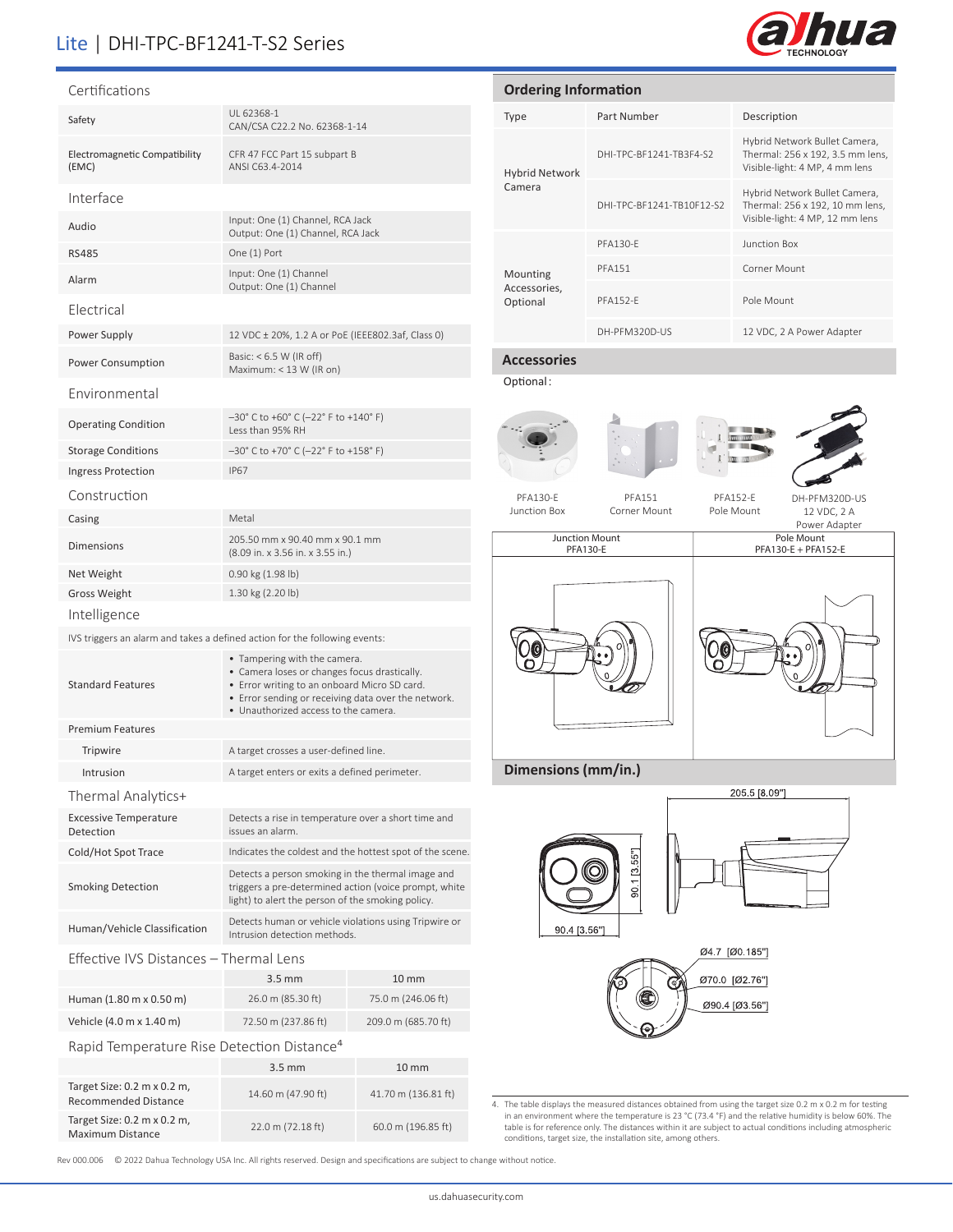## Certifications

| | |
|---|---|
| Safety | UL 62368-1<br>CAN/CSA C22.2 No. 62368-1-14 |
| Electromagnetic Compatibility (EMC) | CFR 47 FCC Part 15 subpart B<br>ANSI C63.4-2014 |

## Interface

| | |
|---|---|
| Audio | Input: One (1) Channel, RCA Jack<br>Output: One (1) Channel, RCA Jack |
| RS485 | One (1) Port |
| Alarm | Input: One (1) Channel<br>Output: One (1) Channel |

## Electrical

| | |
|---|---|
| Power Supply | 12 VDC ± 20%, 1.2 A or PoE (IEEE802.3af, Class 0) |
| Power Consumption | Basic: < 6.5 W (IR off)<br>Maximum: < 13 W (IR on) |

## Environmental

| | |
|---|---|
| Operating Condition | –30° C to +60° C (–22° F to +140° F)<br>Less than 95% RH |
| Storage Conditions | –30° C to +70° C (–22° F to +158° F) |
| Ingress Protection | IP67 |

## Construction

| | |
|---|---|
| Casing | Metal |
| Dimensions | 205.50 mm x 90.40 mm x 90.1 mm<br>(8.09 in. x 3.56 in. x 3.55 in.) |
| Net Weight | 0.90 kg (1.98 lb) |
| Gross Weight | 1.30 kg (2.20 lb) |

## Intelligence

IVS triggers an alarm and takes a defined action for the following events:

| | |
|---|---|
| Standard Features | • Tampering with the camera.<br>• Camera loses or changes focus drastically.<br>• Error writing to an onboard Micro SD card.<br>• Error sending or receiving data over the network.<br>• Unauthorized access to the camera. |
| Premium Features | |
| Tripwire | A target crosses a user-defined line. |
| Intrusion | A target enters or exits a defined perimeter. |

## Thermal Analytics+

| | |
|---|---|
| Excessive Temperature Detection | Detects a rise in temperature over a short time and issues an alarm. |
| Cold/Hot Spot Trace | Indicates the coldest and the hottest spot of the scene. |
| Smoking Detection | Detects a person smoking in the thermal image and triggers a pre-determined action (voice prompt, white light) to alert the person of the smoking policy. |
| Human/Vehicle Classification | Detects human or vehicle violations using Tripwire or Intrusion detection methods. |

## Effective IVS Distances – Thermal Lens

| | 3.5 mm | 10 mm |
|---|---|---|
| Human (1.80 m x 0.50 m) | 26.0 m (85.30 ft) | 75.0 m (246.06 ft) |
| Vehicle (4.0 m x 1.40 m) | 72.50 m (237.86 ft) | 209.0 m (685.70 ft) |

## Rapid Temperature Rise Detection Distance[4]

| | 3.5 mm | 10 mm |
|---|---|---|
| Target Size: 0.2 m x 0.2 m, Recommended Distance | 14.60 m (47.90 ft) | 41.70 m (136.81 ft) |
| Target Size: 0.2 m x 0.2 m, Maximum Distance | 22.0 m (72.18 ft) | 60.0 m (196.85 ft) |

## Ordering Information

| Type | Part Number | Description |
|---|---|---|
| Hybrid Network Camera | DHI-TPC-BF1241-TB3F4-S2 | Hybrid Network Bullet Camera, Thermal: 256 x 192, 3.5 mm lens, Visible-light: 4 MP, 4 mm lens |
| | DHI-TPC-BF1241-TB10F12-S2 | Hybrid Network Bullet Camera, Thermal: 256 x 192, 10 mm lens, Visible-light: 4 MP, 12 mm lens |
| Mounting Accessories, Optional | PFA130-E | Junction Box |
| | PFA151 | Corner Mount |
| | PFA152-E | Pole Mount |
| | DH-PFM320D-US | 12 VDC, 2 A Power Adapter |

## Accessories

Optional:

PFA130-E Junction Box

PFA151 Corner Mount

PFA152-E Pole Mount

DH-PFM320D-US 12 VDC, 2 A Power Adapter

| Junction Mount PFA130-E | Pole Mount PFA130-E + PFA152-E |
|---|---|

## Dimensions (mm/in.)

205.5 [8.09"]

90.1 [3.55"]

90.4 [3.56"]

Ø4.7 [Ø0.185"]

Ø70.0 [Ø2.76"]

Ø90.4 [Ø3.56"]

4. The table displays the measured distances obtained from using the target size 0.2 m x 0.2 m for testing in an environment where the temperature is 23 °C (73.4 °F) and the relative humidity is below 60%. The table is for reference only. The distances within it are subject to actual conditions including atmospheric conditions, target size, the installation site, among others.

Rev 000.006 © 2022 Dahua Technology USA Inc. All rights reserved. Design and specifications are subject to change without notice.